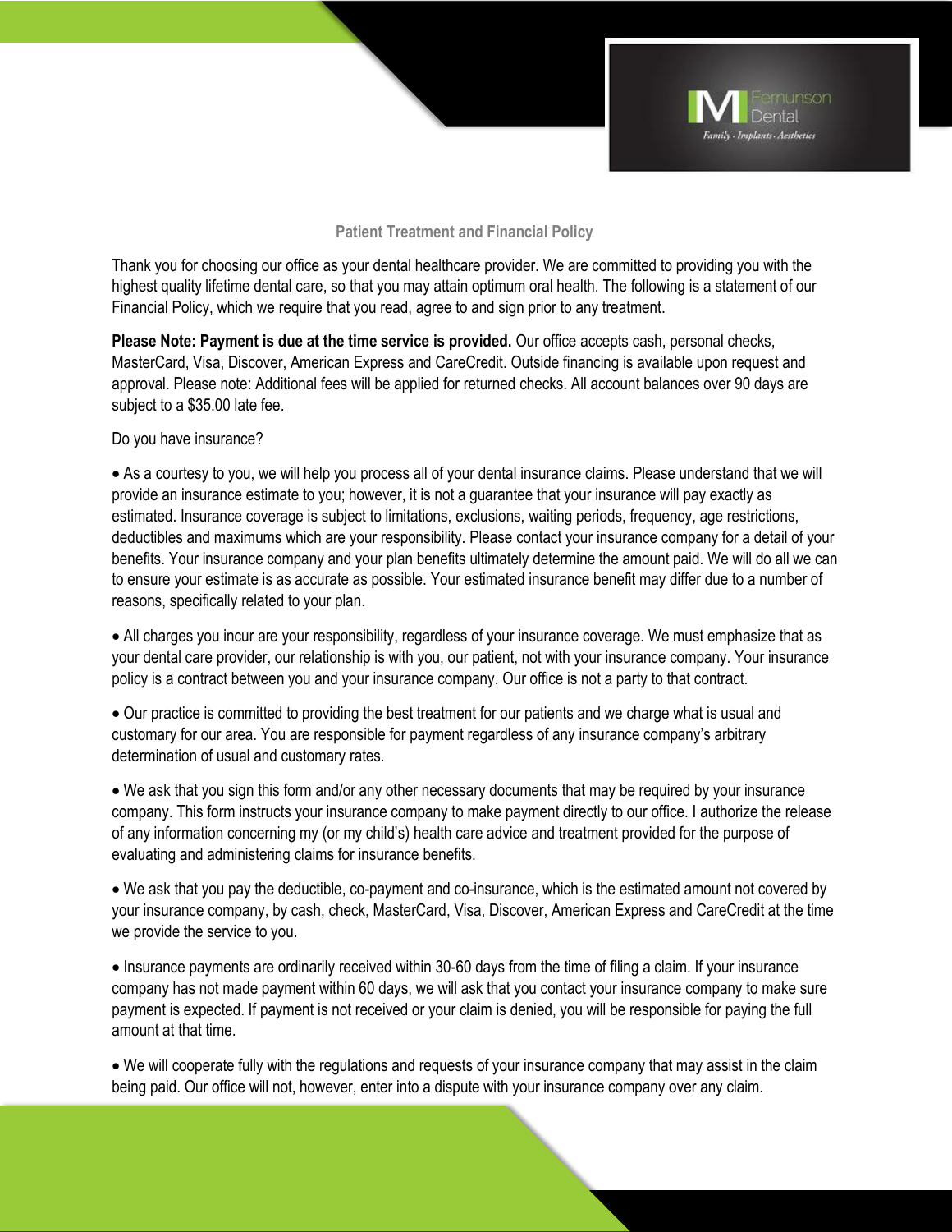## Patient Treatment and Financial Policy

Thank you for choosing our office as your dental healthcare provider. We are committed to providing you with the highest quality lifetime dental care, so that you may attain optimum oral health. The following is a statement of our Financial Policy, which we require that you read, agree to and sign prior to any treatment.

**Please Note: Payment is due at the time service is provided.** Our office accepts cash, personal checks, MasterCard, Visa, Discover, American Express and CareCredit. Outside financing is available upon request and approval. Please note: Additional fees will be applied for returned checks. All account balances over 90 days are subject to a $35.00 late fee.

Do you have insurance?

- As a courtesy to you, we will help you process all of your dental insurance claims. Please understand that we will provide an insurance estimate to you; however, it is not a guarantee that your insurance will pay exactly as estimated. Insurance coverage is subject to limitations, exclusions, waiting periods, frequency, age restrictions, deductibles and maximums which are your responsibility. Please contact your insurance company for a detail of your benefits. Your insurance company and your plan benefits ultimately determine the amount paid. We will do all we can to ensure your estimate is as accurate as possible. Your estimated insurance benefit may differ due to a number of reasons, specifically related to your plan.

- All charges you incur are your responsibility, regardless of your insurance coverage. We must emphasize that as your dental care provider, our relationship is with you, our patient, not with your insurance company. Your insurance policy is a contract between you and your insurance company. Our office is not a party to that contract.

- Our practice is committed to providing the best treatment for our patients and we charge what is usual and customary for our area. You are responsible for payment regardless of any insurance company's arbitrary determination of usual and customary rates.

- We ask that you sign this form and/or any other necessary documents that may be required by your insurance company. This form instructs your insurance company to make payment directly to our office. I authorize the release of any information concerning my (or my child's) health care advice and treatment provided for the purpose of evaluating and administering claims for insurance benefits.

- We ask that you pay the deductible, co-payment and co-insurance, which is the estimated amount not covered by your insurance company, by cash, check, MasterCard, Visa, Discover, American Express and CareCredit at the time we provide the service to you.

- Insurance payments are ordinarily received within 30-60 days from the time of filing a claim. If your insurance company has not made payment within 60 days, we will ask that you contact your insurance company to make sure payment is expected. If payment is not received or your claim is denied, you will be responsible for paying the full amount at that time.

- We will cooperate fully with the regulations and requests of your insurance company that may assist in the claim being paid. Our office will not, however, enter into a dispute with your insurance company over any claim.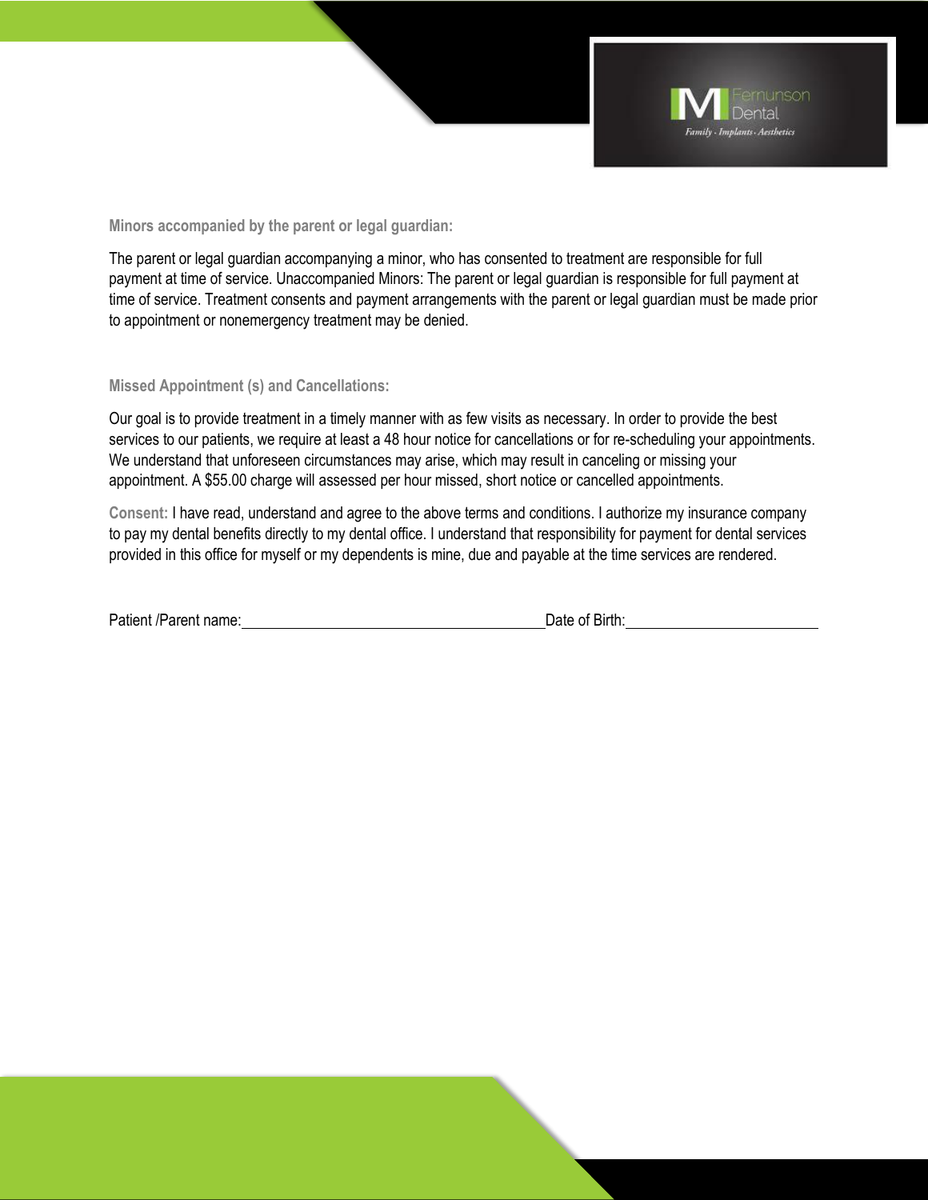**Minors accompanied by the parent or legal guardian:**

The parent or legal guardian accompanying a minor, who has consented to treatment are responsible for full payment at time of service. Unaccompanied Minors: The parent or legal guardian is responsible for full payment at time of service. Treatment consents and payment arrangements with the parent or legal guardian must be made prior to appointment or nonemergency treatment may be denied.

**Missed Appointment (s) and Cancellations:**

Our goal is to provide treatment in a timely manner with as few visits as necessary. In order to provide the best services to our patients, we require at least a 48 hour notice for cancellations or for re-scheduling your appointments. We understand that unforeseen circumstances may arise, which may result in canceling or missing your appointment. A $55.00 charge will assessed per hour missed, short notice or cancelled appointments.

**Consent:** I have read, understand and agree to the above terms and conditions. I authorize my insurance company to pay my dental benefits directly to my dental office. I understand that responsibility for payment for dental services provided in this office for myself or my dependents is mine, due and payable at the time services are rendered.

Patient /Parent name:______________________________ Date of Birth:____________________